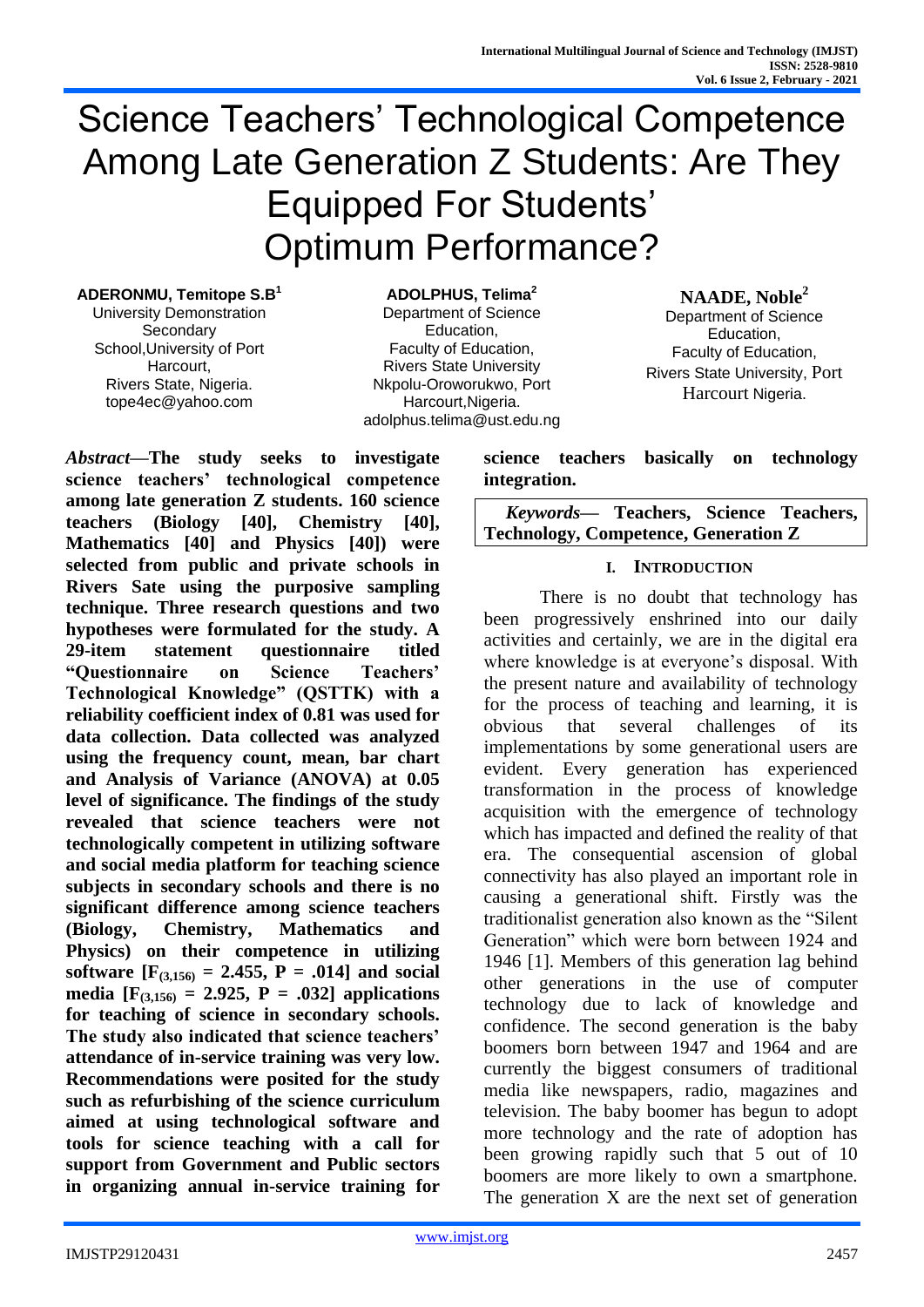# Science Teachers' Technological Competence Among Late Generation Z Students: Are They Equipped For Students' Optimum Performance?

**ADERONMU, Temitope S.B**[1]
University Demonstration Secondary School,University of Port Harcourt,
Rivers State, Nigeria.
tope4ec@yahoo.com

**ADOLPHUS, Telima**[2]
Department of Science Education,
Faculty of Education,
Rivers State University
Nkpolu-Oroworukwo, Port Harcourt,Nigeria.
adolphus.telima@ust.edu.ng

**NAADE, Noble**[2]
Department of Science Education,
Faculty of Education,
Rivers State University, Port Harcourt Nigeria.

***Abstract*—The study seeks to investigate science teachers' technological competence among late generation Z students. 160 science teachers (Biology [40], Chemistry [40], Mathematics [40] and Physics [40]) were selected from public and private schools in Rivers Sate using the purposive sampling technique. Three research questions and two hypotheses were formulated for the study. A 29-item statement questionnaire titled "Questionnaire on Science Teachers' Technological Knowledge" (QSTTK) with a reliability coefficient index of 0.81 was used for data collection. Data collected was analyzed using the frequency count, mean, bar chart and Analysis of Variance (ANOVA) at 0.05 level of significance. The findings of the study revealed that science teachers were not technologically competent in utilizing software and social media platform for teaching science subjects in secondary schools and there is no significant difference among science teachers (Biology, Chemistry, Mathematics and Physics) on their competence in utilizing software [$F_{(3,156)}$ = 2.455, P = .014] and social media [$F_{(3,156)}$ = 2.925, P = .032] applications for teaching of science in secondary schools. The study also indicated that science teachers' attendance of in-service training was very low. Recommendations were posited for the study such as refurbishing of the science curriculum aimed at using technological software and tools for science teaching with a call for support from Government and Public sectors in organizing annual in-service training for science teachers basically on technology integration.**

***Keywords*— Teachers, Science Teachers, Technology, Competence, Generation Z**

## I. Introduction

There is no doubt that technology has been progressively enshrined into our daily activities and certainly, we are in the digital era where knowledge is at everyone's disposal. With the present nature and availability of technology for the process of teaching and learning, it is obvious that several challenges of its implementations by some generational users are evident. Every generation has experienced transformation in the process of knowledge acquisition with the emergence of technology which has impacted and defined the reality of that era. The consequential ascension of global connectivity has also played an important role in causing a generational shift. Firstly was the traditionalist generation also known as the "Silent Generation" which were born between 1924 and 1946 [1]. Members of this generation lag behind other generations in the use of computer technology due to lack of knowledge and confidence. The second generation is the baby boomers born between 1947 and 1964 and are currently the biggest consumers of traditional media like newspapers, radio, magazines and television. The baby boomer has begun to adopt more technology and the rate of adoption has been growing rapidly such that 5 out of 10 boomers are more likely to own a smartphone. The generation X are the next set of generation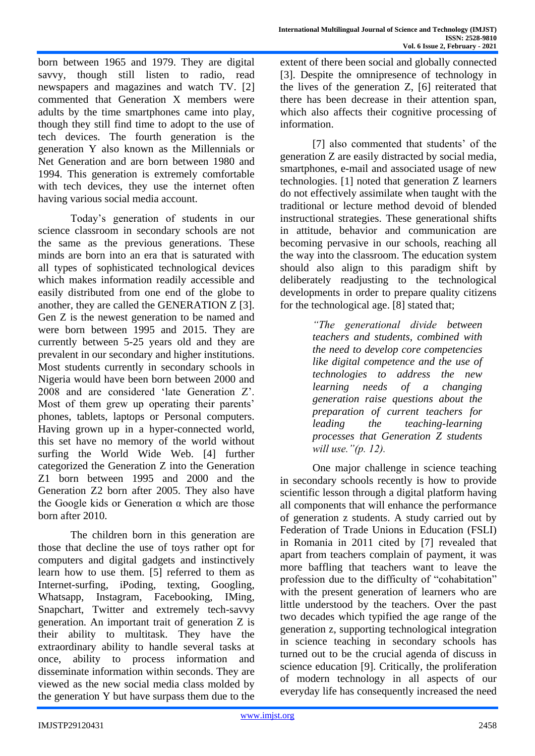born between 1965 and 1979. They are digital savvy, though still listen to radio, read newspapers and magazines and watch TV. [2] commented that Generation X members were adults by the time smartphones came into play, though they still find time to adopt to the use of tech devices. The fourth generation is the generation Y also known as the Millennials or Net Generation and are born between 1980 and 1994. This generation is extremely comfortable with tech devices, they use the internet often having various social media account.

Today's generation of students in our science classroom in secondary schools are not the same as the previous generations. These minds are born into an era that is saturated with all types of sophisticated technological devices which makes information readily accessible and easily distributed from one end of the globe to another, they are called the GENERATION Z [3]. Gen Z is the newest generation to be named and were born between 1995 and 2015. They are currently between 5-25 years old and they are prevalent in our secondary and higher institutions. Most students currently in secondary schools in Nigeria would have been born between 2000 and 2008 and are considered 'late Generation Z'. Most of them grew up operating their parents' phones, tablets, laptops or Personal computers. Having grown up in a hyper-connected world, this set have no memory of the world without surfing the World Wide Web. [4] further categorized the Generation Z into the Generation Z1 born between 1995 and 2000 and the Generation Z2 born after 2005. They also have the Google kids or Generation α which are those born after 2010.

The children born in this generation are those that decline the use of toys rather opt for computers and digital gadgets and instinctively learn how to use them. [5] referred to them as Internet-surfing, iPoding, texting, Googling, Whatsapp, Instagram, Facebooking, IMing, Snapchart, Twitter and extremely tech-savvy generation. An important trait of generation Z is their ability to multitask. They have the extraordinary ability to handle several tasks at once, ability to process information and disseminate information within seconds. They are viewed as the new social media class molded by the generation Y but have surpass them due to the extent of there been social and globally connected [3]. Despite the omnipresence of technology in the lives of the generation Z, [6] reiterated that there has been decrease in their attention span, which also affects their cognitive processing of information.

[7] also commented that students' of the generation Z are easily distracted by social media, smartphones, e-mail and associated usage of new technologies. [1] noted that generation Z learners do not effectively assimilate when taught with the traditional or lecture method devoid of blended instructional strategies. These generational shifts in attitude, behavior and communication are becoming pervasive in our schools, reaching all the way into the classroom. The education system should also align to this paradigm shift by deliberately readjusting to the technological developments in order to prepare quality citizens for the technological age. [8] stated that;

> *"The generational divide between teachers and students, combined with the need to develop core competencies like digital competence and the use of technologies to address the new learning needs of a changing generation raise questions about the preparation of current teachers for leading the teaching-learning processes that Generation Z students will use."(p. 12).*

One major challenge in science teaching in secondary schools recently is how to provide scientific lesson through a digital platform having all components that will enhance the performance of generation z students. A study carried out by Federation of Trade Unions in Education (FSLI) in Romania in 2011 cited by [7] revealed that apart from teachers complain of payment, it was more baffling that teachers want to leave the profession due to the difficulty of "cohabitation" with the present generation of learners who are little understood by the teachers. Over the past two decades which typified the age range of the generation z, supporting technological integration in science teaching in secondary schools has turned out to be the crucial agenda of discuss in science education [9]. Critically, the proliferation of modern technology in all aspects of our everyday life has consequently increased the need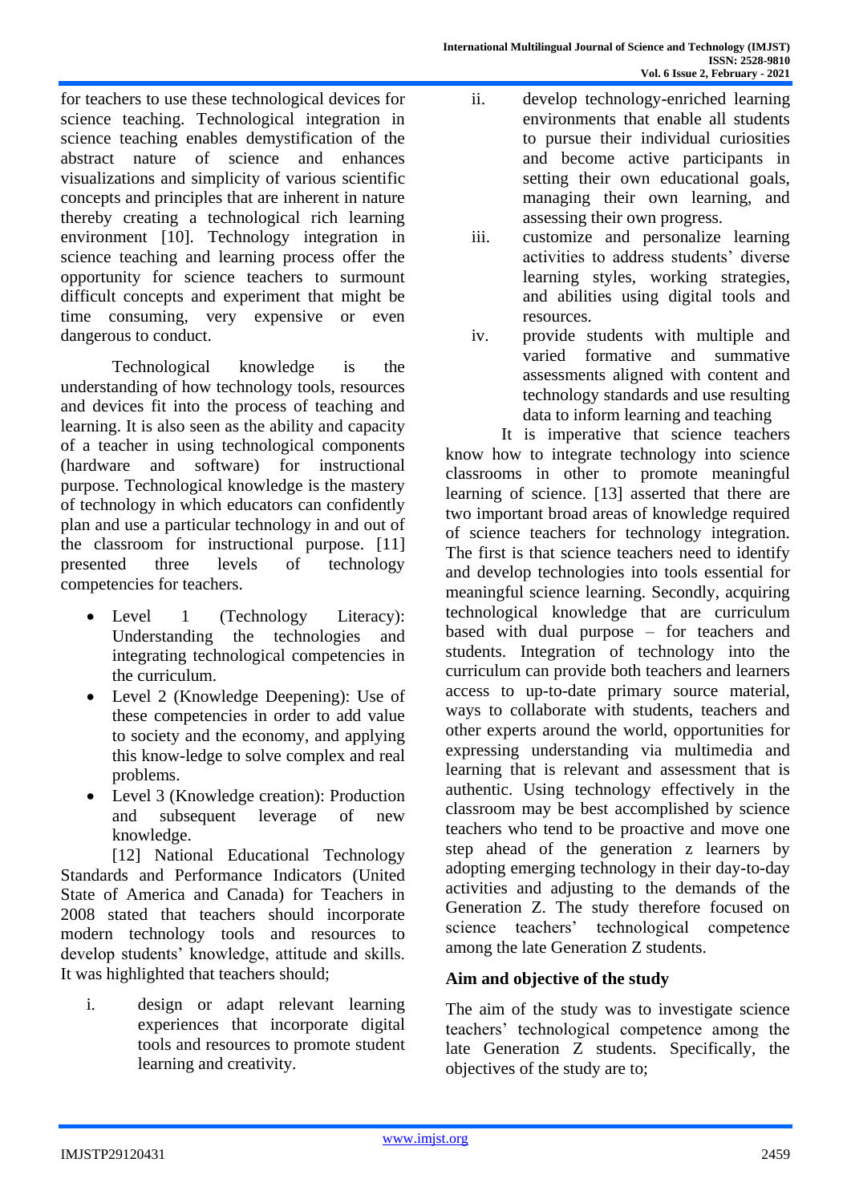for teachers to use these technological devices for science teaching. Technological integration in science teaching enables demystification of the abstract nature of science and enhances visualizations and simplicity of various scientific concepts and principles that are inherent in nature thereby creating a technological rich learning environment [10]. Technology integration in science teaching and learning process offer the opportunity for science teachers to surmount difficult concepts and experiment that might be time consuming, very expensive or even dangerous to conduct.

Technological knowledge is the understanding of how technology tools, resources and devices fit into the process of teaching and learning. It is also seen as the ability and capacity of a teacher in using technological components (hardware and software) for instructional purpose. Technological knowledge is the mastery of technology in which educators can confidently plan and use a particular technology in and out of the classroom for instructional purpose. [11] presented three levels of technology competencies for teachers.

- Level 1 (Technology Literacy): Understanding the technologies and integrating technological competencies in the curriculum.
- Level 2 (Knowledge Deepening): Use of these competencies in order to add value to society and the economy, and applying this know-ledge to solve complex and real problems.
- Level 3 (Knowledge creation): Production and subsequent leverage of new knowledge.

[12] National Educational Technology Standards and Performance Indicators (United State of America and Canada) for Teachers in 2008 stated that teachers should incorporate modern technology tools and resources to develop students' knowledge, attitude and skills. It was highlighted that teachers should;

i. design or adapt relevant learning experiences that incorporate digital tools and resources to promote student learning and creativity.
ii. develop technology-enriched learning environments that enable all students to pursue their individual curiosities and become active participants in setting their own educational goals, managing their own learning, and assessing their own progress.
iii. customize and personalize learning activities to address students' diverse learning styles, working strategies, and abilities using digital tools and resources.
iv. provide students with multiple and varied formative and summative assessments aligned with content and technology standards and use resulting data to inform learning and teaching

It is imperative that science teachers know how to integrate technology into science classrooms in other to promote meaningful learning of science. [13] asserted that there are two important broad areas of knowledge required of science teachers for technology integration. The first is that science teachers need to identify and develop technologies into tools essential for meaningful science learning. Secondly, acquiring technological knowledge that are curriculum based with dual purpose – for teachers and students. Integration of technology into the curriculum can provide both teachers and learners access to up-to-date primary source material, ways to collaborate with students, teachers and other experts around the world, opportunities for expressing understanding via multimedia and learning that is relevant and assessment that is authentic. Using technology effectively in the classroom may be best accomplished by science teachers who tend to be proactive and move one step ahead of the generation z learners by adopting emerging technology in their day-to-day activities and adjusting to the demands of the Generation Z. The study therefore focused on science teachers' technological competence among the late Generation Z students.

## Aim and objective of the study

The aim of the study was to investigate science teachers' technological competence among the late Generation Z students. Specifically, the objectives of the study are to;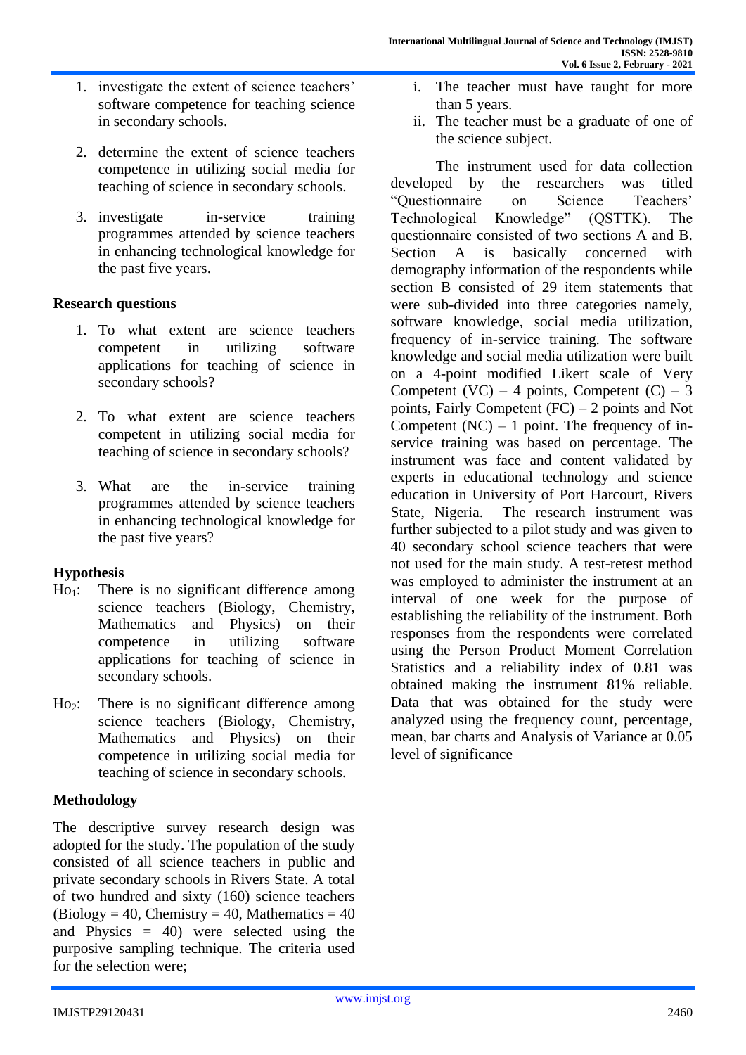1. investigate the extent of science teachers' software competence for teaching science in secondary schools.

2. determine the extent of science teachers competence in utilizing social media for teaching of science in secondary schools.

3. investigate in-service training programmes attended by science teachers in enhancing technological knowledge for the past five years.

## Research questions

1. To what extent are science teachers competent in utilizing software applications for teaching of science in secondary schools?

2. To what extent are science teachers competent in utilizing social media for teaching of science in secondary schools?

3. What are the in-service training programmes attended by science teachers in enhancing technological knowledge for the past five years?

## Hypothesis

$Ho_1$: There is no significant difference among science teachers (Biology, Chemistry, Mathematics and Physics) on their competence in utilizing software applications for teaching of science in secondary schools.

$Ho_2$: There is no significant difference among science teachers (Biology, Chemistry, Mathematics and Physics) on their competence in utilizing social media for teaching of science in secondary schools.

## Methodology

The descriptive survey research design was adopted for the study. The population of the study consisted of all science teachers in public and private secondary schools in Rivers State. A total of two hundred and sixty (160) science teachers (Biology = 40, Chemistry = 40, Mathematics = 40 and Physics = 40) were selected using the purposive sampling technique. The criteria used for the selection were;

i. The teacher must have taught for more than 5 years.
ii. The teacher must be a graduate of one of the science subject.

The instrument used for data collection developed by the researchers was titled "Questionnaire on Science Teachers' Technological Knowledge" (QSTTK). The questionnaire consisted of two sections A and B. Section A is basically concerned with demography information of the respondents while section B consisted of 29 item statements that were sub-divided into three categories namely, software knowledge, social media utilization, frequency of in-service training. The software knowledge and social media utilization were built on a 4-point modified Likert scale of Very Competent (VC) – 4 points, Competent (C) – 3 points, Fairly Competent (FC) – 2 points and Not Competent (NC) – 1 point. The frequency of in-service training was based on percentage. The instrument was face and content validated by experts in educational technology and science education in University of Port Harcourt, Rivers State, Nigeria. The research instrument was further subjected to a pilot study and was given to 40 secondary school science teachers that were not used for the main study. A test-retest method was employed to administer the instrument at an interval of one week for the purpose of establishing the reliability of the instrument. Both responses from the respondents were correlated using the Person Product Moment Correlation Statistics and a reliability index of 0.81 was obtained making the instrument 81% reliable. Data that was obtained for the study were analyzed using the frequency count, percentage, mean, bar charts and Analysis of Variance at 0.05 level of significance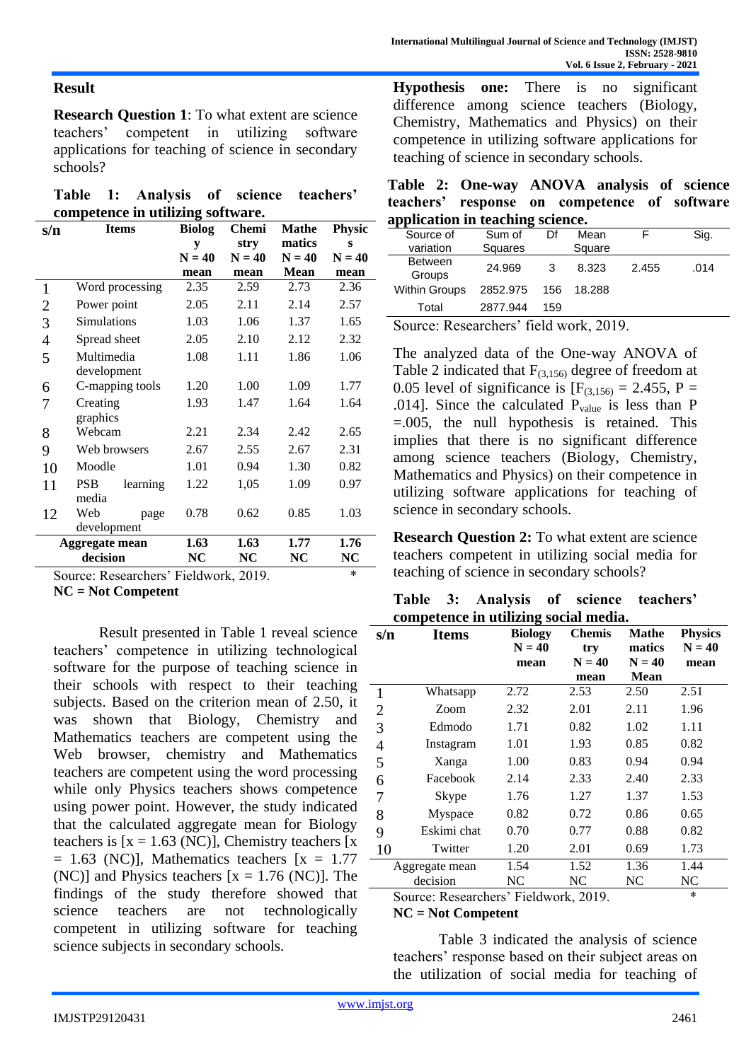## Result

**Research Question 1**: To what extent are science teachers' competent in utilizing software applications for teaching of science in secondary schools?

**Table 1: Analysis of science teachers' competence in utilizing software.**

| s/n | Items | Biology N = 40 mean | Chemistry N = 40 mean | Mathematics N = 40 Mean | Physics N = 40 mean |
|---|---|---|---|---|---|
| 1 | Word processing | 2.35 | 2.59 | 2.73 | 2.36 |
| 2 | Power point | 2.05 | 2.11 | 2.14 | 2.57 |
| 3 | Simulations | 1.03 | 1.06 | 1.37 | 1.65 |
| 4 | Spread sheet | 2.05 | 2.10 | 2.12 | 2.32 |
| 5 | Multimedia development | 1.08 | 1.11 | 1.86 | 1.06 |
| 6 | C-mapping tools | 1.20 | 1.00 | 1.09 | 1.77 |
| 7 | Creating graphics | 1.93 | 1.47 | 1.64 | 1.64 |
| 8 | Webcam | 2.21 | 2.34 | 2.42 | 2.65 |
| 9 | Web browsers | 2.67 | 2.55 | 2.67 | 2.31 |
| 10 | Moodle | 1.01 | 0.94 | 1.30 | 0.82 |
| 11 | PSB learning media | 1.22 | 1,05 | 1.09 | 0.97 |
| 12 | Web page development | 0.78 | 0.62 | 0.85 | 1.03 |
| | **Aggregate mean** | **1.63** | **1.63** | **1.77** | **1.76** |
| | **decision** | **NC** | **NC** | **NC** | **NC** |

Source: Researchers' Fieldwork, 2019. *

**NC = Not Competent**

Result presented in Table 1 reveal science teachers' competence in utilizing technological software for the purpose of teaching science in their schools with respect to their teaching subjects. Based on the criterion mean of 2.50, it was shown that Biology, Chemistry and Mathematics teachers are competent using the Web browser, chemistry and Mathematics teachers are competent using the word processing while only Physics teachers shows competence using power point. However, the study indicated that the calculated aggregate mean for Biology teachers is [x = 1.63 (NC)], Chemistry teachers [x = 1.63 (NC)], Mathematics teachers [x = 1.77 (NC)] and Physics teachers [x = 1.76 (NC)]. The findings of the study therefore showed that science teachers are not technologically competent in utilizing software for teaching science subjects in secondary schools.

**Hypothesis one:** There is no significant difference among science teachers (Biology, Chemistry, Mathematics and Physics) on their competence in utilizing software applications for teaching of science in secondary schools.

**Table 2: One-way ANOVA analysis of science teachers' response on competence of software application in teaching science.**

| Source of variation | Sum of Squares | Df | Mean Square | F | Sig. |
|---|---|---|---|---|---|
| Between Groups | 24.969 | 3 | 8.323 | 2.455 | .014 |
| Within Groups | 2852.975 | 156 | 18.288 | | |
| Total | 2877.944 | 159 | | | |

Source: Researchers' field work, 2019.

The analyzed data of the One-way ANOVA of Table 2 indicated that $F_{(3,156)}$ degree of freedom at 0.05 level of significance is [$F_{(3,156)}$ = 2.455, P = .014]. Since the calculated $P_{value}$ is less than P =.005, the null hypothesis is retained. This implies that there is no significant difference among science teachers (Biology, Chemistry, Mathematics and Physics) on their competence in utilizing software applications for teaching of science in secondary schools.

**Research Question 2:** To what extent are science teachers competent in utilizing social media for teaching of science in secondary schools?

**Table 3: Analysis of science teachers' competence in utilizing social media.**

| s/n | Items | Biology N = 40 mean | Chemistry N = 40 mean | Mathematics N = 40 Mean | Physics N = 40 mean |
|---|---|---|---|---|---|
| 1 | Whatsapp | 2.72 | 2.53 | 2.50 | 2.51 |
| 2 | Zoom | 2.32 | 2.01 | 2.11 | 1.96 |
| 3 | Edmodo | 1.71 | 0.82 | 1.02 | 1.11 |
| 4 | Instagram | 1.01 | 1.93 | 0.85 | 0.82 |
| 5 | Xanga | 1.00 | 0.83 | 0.94 | 0.94 |
| 6 | Facebook | 2.14 | 2.33 | 2.40 | 2.33 |
| 7 | Skype | 1.76 | 1.27 | 1.37 | 1.53 |
| 8 | Myspace | 0.82 | 0.72 | 0.86 | 0.65 |
| 9 | Eskimi chat | 0.70 | 0.77 | 0.88 | 0.82 |
| 10 | Twitter | 1.20 | 2.01 | 0.69 | 1.73 |
| | Aggregate mean | 1.54 | 1.52 | 1.36 | 1.44 |
| | decision | NC | NC | NC | NC |

Source: Researchers' Fieldwork, 2019. *

**NC = Not Competent**

Table 3 indicated the analysis of science teachers' response based on their subject areas on the utilization of social media for teaching of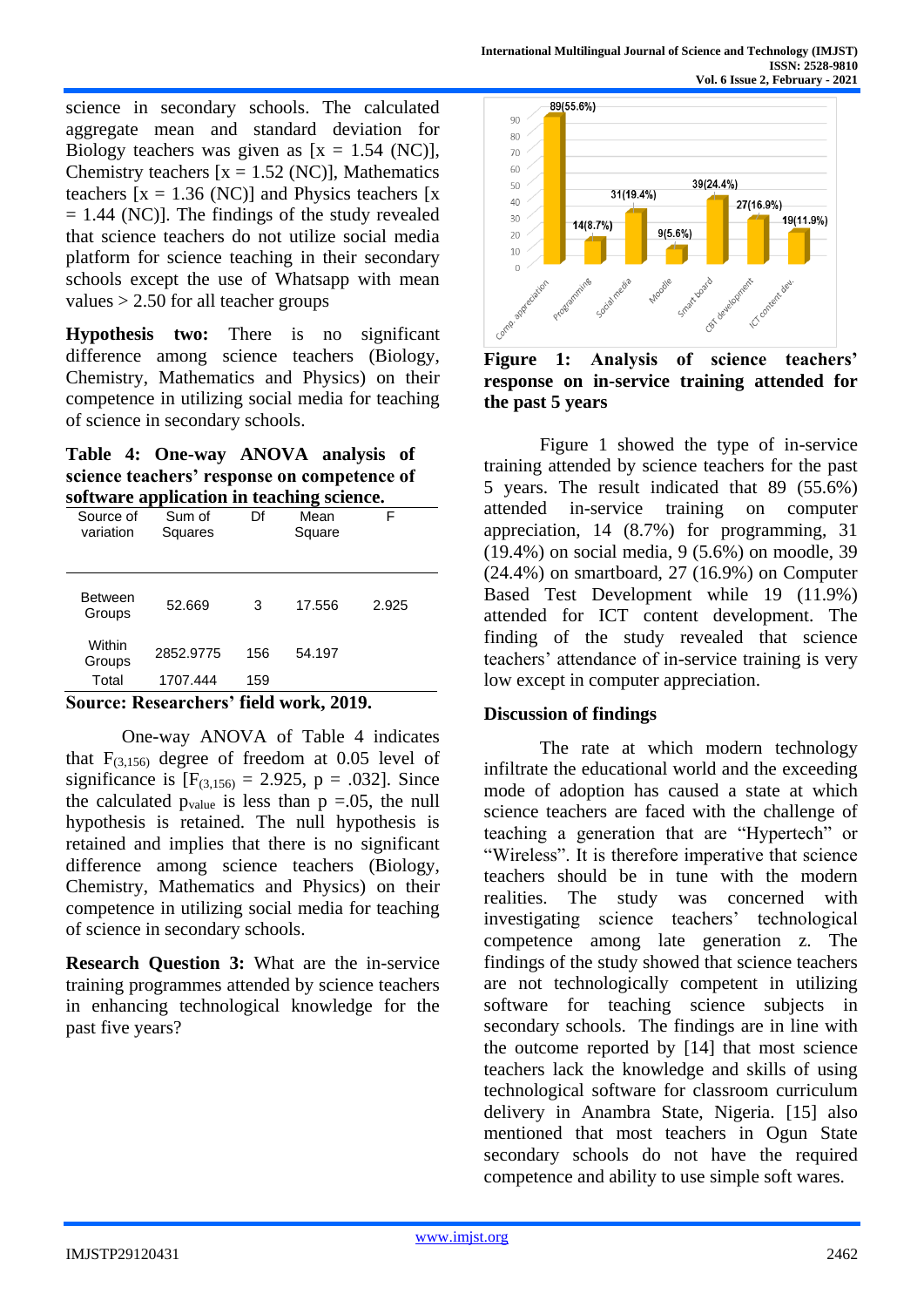science in secondary schools. The calculated aggregate mean and standard deviation for Biology teachers was given as [x = 1.54 (NC)], Chemistry teachers [x = 1.52 (NC)], Mathematics teachers [x = 1.36 (NC)] and Physics teachers [x = 1.44 (NC)]. The findings of the study revealed that science teachers do not utilize social media platform for science teaching in their secondary schools except the use of Whatsapp with mean values > 2.50 for all teacher groups

**Hypothesis two:** There is no significant difference among science teachers (Biology, Chemistry, Mathematics and Physics) on their competence in utilizing social media for teaching of science in secondary schools.

**Table 4: One-way ANOVA analysis of science teachers' response on competence of software application in teaching science.**

| Source of variation | Sum of Squares | Df | Mean Square | F |
|---|---|---|---|---|
| Between Groups | 52.669 | 3 | 17.556 | 2.925 |
| Within Groups | 2852.9775 | 156 | 54.197 | |
| Total | 1707.444 | 159 | | |

**Source: Researchers' field work, 2019.**

One-way ANOVA of Table 4 indicates that $F_{(3,156)}$ degree of freedom at 0.05 level of significance is [$F_{(3,156)}$ = 2.925, p = .032]. Since the calculated $p_{value}$ is less than p =.05, the null hypothesis is retained. The null hypothesis is retained and implies that there is no significant difference among science teachers (Biology, Chemistry, Mathematics and Physics) on their competence in utilizing social media for teaching of science in secondary schools.

**Research Question 3:** What are the in-service training programmes attended by science teachers in enhancing technological knowledge for the past five years?

| Training | Number (%) |
|---|---|
| Comp. appreciation | 89(55.6%) |
| Programming | 14(8.7%) |
| Social media | 31(19.4%) |
| Moodle | 9(5.6%) |
| Smart board | 39(24.4%) |
| CBT development | 27(16.9%) |
| ICT content dev. | 19(11.9%) |

**Figure 1: Analysis of science teachers' response on in-service training attended for the past 5 years**

Figure 1 showed the type of in-service training attended by science teachers for the past 5 years. The result indicated that 89 (55.6%) attended in-service training on computer appreciation, 14 (8.7%) for programming, 31 (19.4%) on social media, 9 (5.6%) on moodle, 39 (24.4%) on smartboard, 27 (16.9%) on Computer Based Test Development while 19 (11.9%) attended for ICT content development. The finding of the study revealed that science teachers' attendance of in-service training is very low except in computer appreciation.

## Discussion of findings

The rate at which modern technology infiltrate the educational world and the exceeding mode of adoption has caused a state at which science teachers are faced with the challenge of teaching a generation that are "Hypertech" or "Wireless". It is therefore imperative that science teachers should be in tune with the modern realities. The study was concerned with investigating science teachers' technological competence among late generation z. The findings of the study showed that science teachers are not technologically competent in utilizing software for teaching science subjects in secondary schools. The findings are in line with the outcome reported by [14] that most science teachers lack the knowledge and skills of using technological software for classroom curriculum delivery in Anambra State, Nigeria. [15] also mentioned that most teachers in Ogun State secondary schools do not have the required competence and ability to use simple soft wares.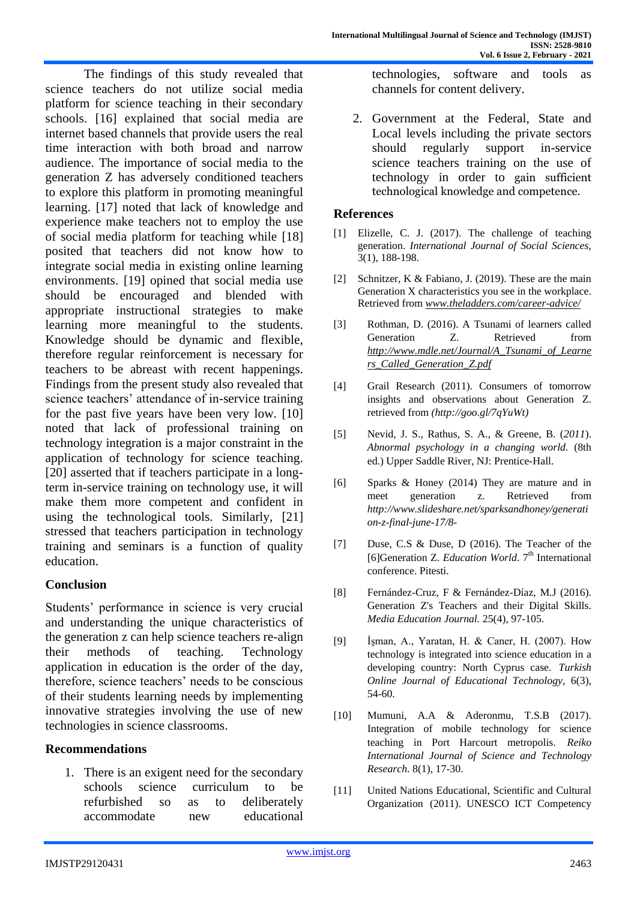The findings of this study revealed that science teachers do not utilize social media platform for science teaching in their secondary schools. [16] explained that social media are internet based channels that provide users the real time interaction with both broad and narrow audience. The importance of social media to the generation Z has adversely conditioned teachers to explore this platform in promoting meaningful learning. [17] noted that lack of knowledge and experience make teachers not to employ the use of social media platform for teaching while [18] posited that teachers did not know how to integrate social media in existing online learning environments. [19] opined that social media use should be encouraged and blended with appropriate instructional strategies to make learning more meaningful to the students. Knowledge should be dynamic and flexible, therefore regular reinforcement is necessary for teachers to be abreast with recent happenings. Findings from the present study also revealed that science teachers' attendance of in-service training for the past five years have been very low. [10] noted that lack of professional training on technology integration is a major constraint in the application of technology for science teaching. [20] asserted that if teachers participate in a long-term in-service training on technology use, it will make them more competent and confident in using the technological tools. Similarly, [21] stressed that teachers participation in technology training and seminars is a function of quality education.

## Conclusion

Students' performance in science is very crucial and understanding the unique characteristics of the generation z can help science teachers re-align their methods of teaching. Technology application in education is the order of the day, therefore, science teachers' needs to be conscious of their students learning needs by implementing innovative strategies involving the use of new technologies in science classrooms.

## Recommendations

1. There is an exigent need for the secondary schools science curriculum to be refurbished so as to deliberately accommodate new educational technologies, software and tools as channels for content delivery.
2. Government at the Federal, State and Local levels including the private sectors should regularly support in-service science teachers training on the use of technology in order to gain sufficient technological knowledge and competence.

## References

[1] Elizelle, C. J. (2017). The challenge of teaching generation. *International Journal of Social Sciences*, 3(1), 188-198.

[2] Schnitzer, K & Fabiano, J. (2019). These are the main Generation X characteristics you see in the workplace. Retrieved from *www.theladders.com/career-advice/*

[3] Rothman, D. (2016). A Tsunami of learners called Generation Z. Retrieved from *http://www.mdle.net/Journal/A_Tsunami_of_Learners_Called_Generation_Z.pdf*

[4] Grail Research (2011). Consumers of tomorrow insights and observations about Generation Z. retrieved from *(http://goo.gl/7qYuWt)*

[5] Nevid, J. S., Rathus, S. A., & Greene, B. (*2011*). *Abnormal psychology in a changing world.* (8th ed.) Upper Saddle River, NJ: Prentice-Hall.

[6] Sparks & Honey (2014) They are mature and in meet generation z. Retrieved from *http://www.slideshare.net/sparksandhoney/generation-z-final-june-17/8-*

[7] Duse, C.S & Duse, D (2016). The Teacher of the [6]Generation Z. *Education World*. 7th International conference. Pitesti.

[8] Fernández-Cruz, F & Fernández-Díaz, M.J (2016). Generation Z's Teachers and their Digital Skills. *Media Education Journal.* 25(4), 97-105.

[9] İşman, A., Yaratan, H. & Caner, H. (2007). How technology is integrated into science education in a developing country: North Cyprus case. *Turkish Online Journal of Educational Technology*, 6(3), 54-60.

[10] Mumuni, A.A & Aderonmu, T.S.B (2017). Integration of mobile technology for science teaching in Port Harcourt metropolis. *Reiko International Journal of Science and Technology Research*. 8(1), 17-30.

[11] United Nations Educational, Scientific and Cultural Organization (2011). UNESCO ICT Competency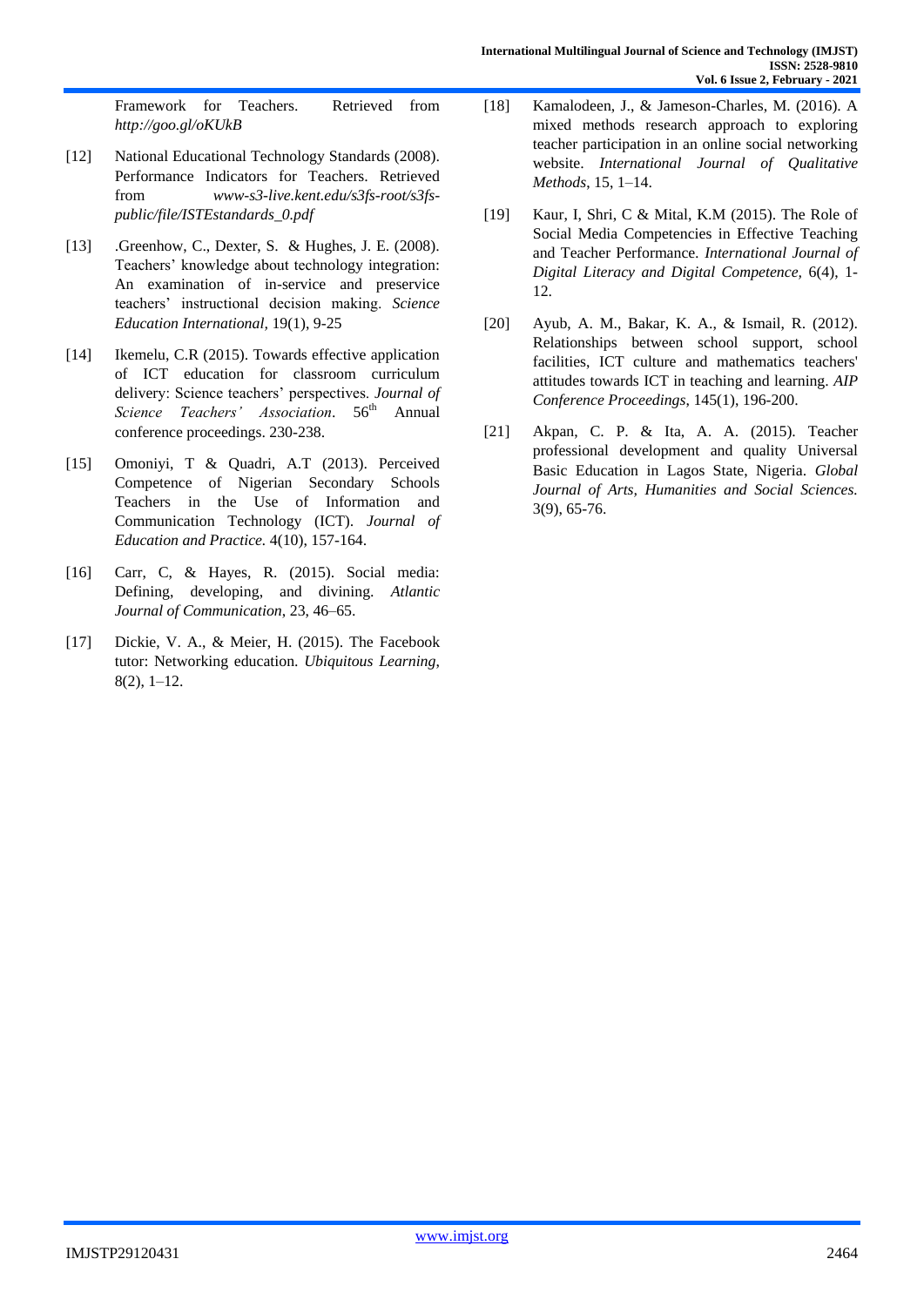Framework for Teachers. Retrieved from *http://goo.gl/oKUkB*

[12] National Educational Technology Standards (2008). Performance Indicators for Teachers. Retrieved from *www-s3-live.kent.edu/s3fs-root/s3fs-public/file/ISTEstandards_0.pdf*

[13] .Greenhow, C., Dexter, S. & Hughes, J. E. (2008). Teachers' knowledge about technology integration: An examination of in-service and preservice teachers' instructional decision making. *Science Education International*, 19(1), 9-25

[14] Ikemelu, C.R (2015). Towards effective application of ICT education for classroom curriculum delivery: Science teachers' perspectives. *Journal of Science Teachers' Association*. 56th Annual conference proceedings. 230-238.

[15] Omoniyi, T & Quadri, A.T (2013). Perceived Competence of Nigerian Secondary Schools Teachers in the Use of Information and Communication Technology (ICT). *Journal of Education and Practice.* 4(10), 157-164.

[16] Carr, C, & Hayes, R. (2015). Social media: Defining, developing, and divining. *Atlantic Journal of Communication*, 23, 46–65.

[17] Dickie, V. A., & Meier, H. (2015). The Facebook tutor: Networking education. *Ubiquitous Learning*, 8(2), 1–12.

[18] Kamalodeen, J., & Jameson-Charles, M. (2016). A mixed methods research approach to exploring teacher participation in an online social networking website. *International Journal of Qualitative Methods*, 15, 1–14.

[19] Kaur, I, Shri, C & Mital, K.M (2015). The Role of Social Media Competencies in Effective Teaching and Teacher Performance. *International Journal of Digital Literacy and Digital Competence,* 6(4), 1-12.

[20] Ayub, A. M., Bakar, K. A., & Ismail, R. (2012). Relationships between school support, school facilities, ICT culture and mathematics teachers' attitudes towards ICT in teaching and learning. *AIP Conference Proceedings*, 145(1), 196-200.

[21] Akpan, C. P. & Ita, A. A. (2015). Teacher professional development and quality Universal Basic Education in Lagos State, Nigeria. *Global Journal of Arts, Humanities and Social Sciences.* 3(9), 65-76.